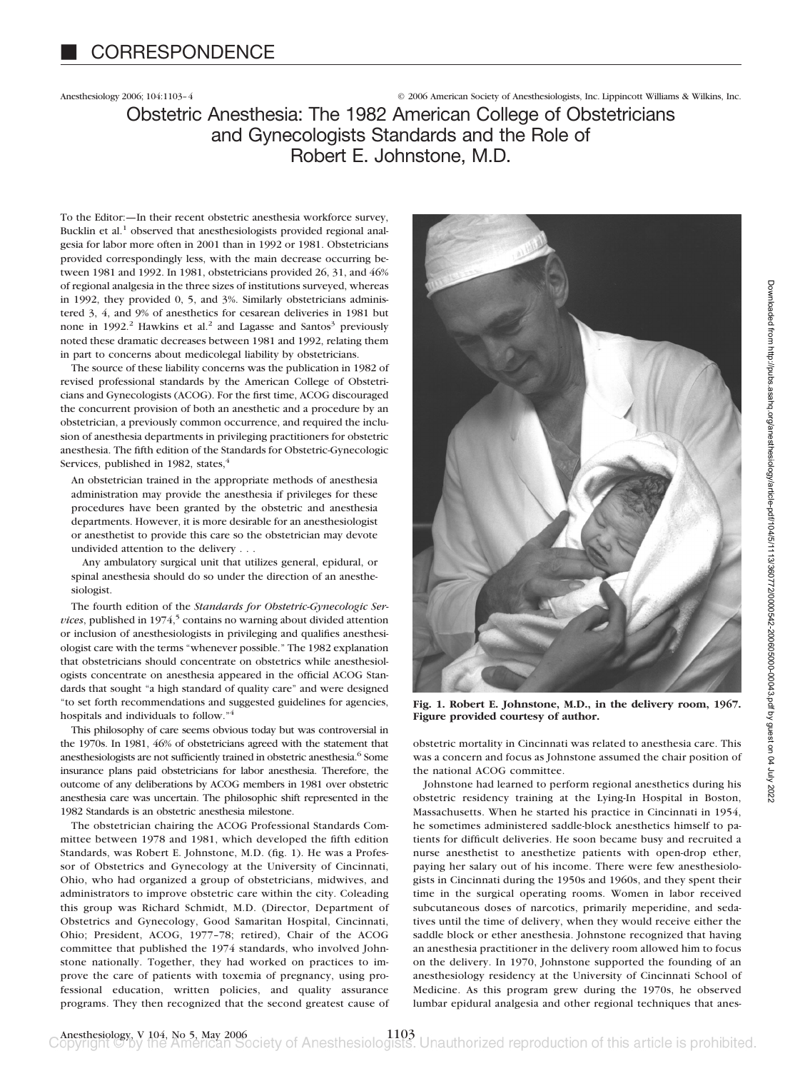# CORRESPONDENCE

## Obstetric Anesthesia: The 1982 American College of Obstetricians and Gynecologists Standards and the Role of Robert E. Johnstone, M.D.

To the Editor:—In their recent obstetric anesthesia workforce survey, Bucklin et al.[1] observed that anesthesiologists provided regional analgesia for labor more often in 2001 than in 1992 or 1981. Obstetricians provided correspondingly less, with the main decrease occurring between 1981 and 1992. In 1981, obstetricians provided 26, 31, and 46% of regional analgesia in the three sizes of institutions surveyed, whereas in 1992, they provided 0, 5, and 3%. Similarly obstetricians administered 3, 4, and 9% of anesthetics for cesarean deliveries in 1981 but none in 1992.[2] Hawkins et al.[2] and Lagasse and Santos[3] previously noted these dramatic decreases between 1981 and 1992, relating them in part to concerns about medicolegal liability by obstetricians.

The source of these liability concerns was the publication in 1982 of revised professional standards by the American College of Obstetricians and Gynecologists (ACOG). For the first time, ACOG discouraged the concurrent provision of both an anesthetic and a procedure by an obstetrician, a previously common occurrence, and required the inclusion of anesthesia departments in privileging practitioners for obstetric anesthesia. The fifth edition of the Standards for Obstetric-Gynecologic Services, published in 1982, states,[4]

> An obstetrician trained in the appropriate methods of anesthesia administration may provide the anesthesia if privileges for these procedures have been granted by the obstetric and anesthesia departments. However, it is more desirable for an anesthesiologist or anesthetist to provide this care so the obstetrician may devote undivided attention to the delivery . . .
>
> Any ambulatory surgical unit that utilizes general, epidural, or spinal anesthesia should do so under the direction of an anesthesiologist.

The fourth edition of the *Standards for Obstetric-Gynecologic Services*, published in 1974,[5] contains no warning about divided attention or inclusion of anesthesiologists in privileging and qualifies anesthesiologist care with the terms "whenever possible." The 1982 explanation that obstetricians should concentrate on obstetrics while anesthesiologists concentrate on anesthesia appeared in the official ACOG Standards that sought "a high standard of quality care" and were designed "to set forth recommendations and suggested guidelines for agencies, hospitals and individuals to follow."[4]

This philosophy of care seems obvious today but was controversial in the 1970s. In 1981, 46% of obstetricians agreed with the statement that anesthesiologists are not sufficiently trained in obstetric anesthesia.[6] Some insurance plans paid obstetricians for labor anesthesia. Therefore, the outcome of any deliberations by ACOG members in 1981 over obstetric anesthesia care was uncertain. The philosophic shift represented in the 1982 Standards is an obstetric anesthesia milestone.

The obstetrician chairing the ACOG Professional Standards Committee between 1978 and 1981, which developed the fifth edition Standards, was Robert E. Johnstone, M.D. (fig. 1). He was a Professor of Obstetrics and Gynecology at the University of Cincinnati, Ohio, who had organized a group of obstetricians, midwives, and administrators to improve obstetric care within the city. Coleading this group was Richard Schmidt, M.D. (Director, Department of Obstetrics and Gynecology, Good Samaritan Hospital, Cincinnati, Ohio; President, ACOG, 1977–78; retired), Chair of the ACOG committee that published the 1974 standards, who involved Johnstone nationally. Together, they had worked on practices to improve the care of patients with toxemia of pregnancy, using professional education, written policies, and quality assurance programs. They then recognized that the second greatest cause of obstetric mortality in Cincinnati was related to anesthesia care. This was a concern and focus as Johnstone assumed the chair position of the national ACOG committee.

**Fig. 1. Robert E. Johnstone, M.D., in the delivery room, 1967. Figure provided courtesy of author.**

Johnstone had learned to perform regional anesthetics during his obstetric residency training at the Lying-In Hospital in Boston, Massachusetts. When he started his practice in Cincinnati in 1954, he sometimes administered saddle-block anesthetics himself to patients for difficult deliveries. He soon became busy and recruited a nurse anesthetist to anesthetize patients with open-drop ether, paying her salary out of his income. There were few anesthesiologists in Cincinnati during the 1950s and 1960s, and they spent their time in the surgical operating rooms. Women in labor received subcutaneous doses of narcotics, primarily meperidine, and sedatives until the time of delivery, when they would receive either the saddle block or ether anesthesia. Johnstone recognized that having an anesthesia practitioner in the delivery room allowed him to focus on the delivery. In 1970, Johnstone supported the founding of an anesthesiology residency at the University of Cincinnati School of Medicine. As this program grew during the 1970s, he observed lumbar epidural analgesia and other regional techniques that anes-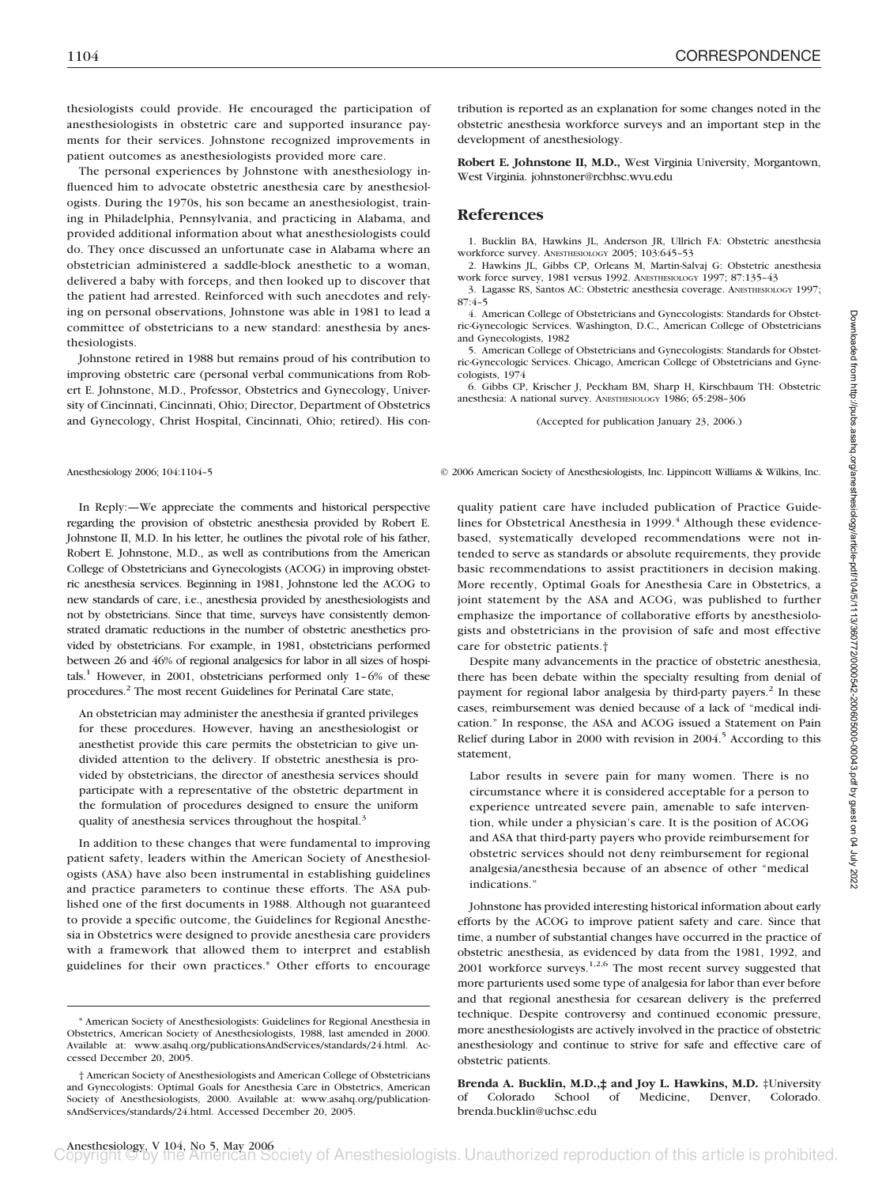thesiologists could provide. He encouraged the participation of anesthesiologists in obstetric care and supported insurance payments for their services. Johnstone recognized improvements in patient outcomes as anesthesiologists provided more care.

The personal experiences by Johnstone with anesthesiology influenced him to advocate obstetric anesthesia care by anesthesiologists. During the 1970s, his son became an anesthesiologist, training in Philadelphia, Pennsylvania, and practicing in Alabama, and provided additional information about what anesthesiologists could do. They once discussed an unfortunate case in Alabama where an obstetrician administered a saddle-block anesthetic to a woman, delivered a baby with forceps, and then looked up to discover that the patient had arrested. Reinforced with such anecdotes and relying on personal observations, Johnstone was able in 1981 to lead a committee of obstetricians to a new standard: anesthesia by anesthesiologists.

Johnstone retired in 1988 but remains proud of his contribution to improving obstetric care (personal verbal communications from Robert E. Johnstone, M.D., Professor, Obstetrics and Gynecology, University of Cincinnati, Cincinnati, Ohio; Director, Department of Obstetrics and Gynecology, Christ Hospital, Cincinnati, Ohio; retired). His contribution is reported as an explanation for some changes noted in the obstetric anesthesia workforce surveys and an important step in the development of anesthesiology.

**Robert E. Johnstone II, M.D.,** West Virginia University, Morgantown, West Virginia. johnstoner@rcbhsc.wvu.edu

## References

1. Bucklin BA, Hawkins JL, Anderson JR, Ullrich FA: Obstetric anesthesia workforce survey. ANESTHESIOLOGY 2005; 103:645–53
2. Hawkins JL, Gibbs CP, Orleans M, Martin-Salvaj G: Obstetric anesthesia work force survey, 1981 versus 1992. ANESTHESIOLOGY 1997; 87:135–43
3. Lagasse RS, Santos AC: Obstetric anesthesia coverage. ANESTHESIOLOGY 1997; 87:4–5
4. American College of Obstetricians and Gynecologists: Standards for Obstetric-Gynecologic Services. Washington, D.C., American College of Obstetricians and Gynecologists, 1982
5. American College of Obstetricians and Gynecologists: Standards for Obstetric-Gynecologic Services. Chicago, American College of Obstetricians and Gynecologists, 1974
6. Gibbs CP, Krischer J, Peckham BM, Sharp H, Kirschbaum TH: Obstetric anesthesia: A national survey. ANESTHESIOLOGY 1986; 65:298–306

(Accepted for publication January 23, 2006.)

---

Anesthesiology 2006; 104:1104–5 © 2006 American Society of Anesthesiologists, Inc. Lippincott Williams & Wilkins, Inc.

*In Reply:*—We appreciate the comments and historical perspective regarding the provision of obstetric anesthesia provided by Robert E. Johnstone II, M.D. In his letter, he outlines the pivotal role of his father, Robert E. Johnstone, M.D., as well as contributions from the American College of Obstetricians and Gynecologists (ACOG) in improving obstetric anesthesia services. Beginning in 1981, Johnstone led the ACOG to new standards of care, i.e., anesthesia provided by anesthesiologists and not by obstetricians. Since that time, surveys have consistently demonstrated dramatic reductions in the number of obstetric anesthetics provided by obstetricians. For example, in 1981, obstetricians performed between 26 and 46% of regional analgesics for labor in all sizes of hospitals.[1] However, in 2001, obstetricians performed only 1–6% of these procedures.[2] The most recent Guidelines for Perinatal Care state,

> An obstetrician may administer the anesthesia if granted privileges for these procedures. However, having an anesthesiologist or anesthetist provide this care permits the obstetrician to give undivided attention to the delivery. If obstetric anesthesia is provided by obstetricians, the director of anesthesia services should participate with a representative of the obstetric department in the formulation of procedures designed to ensure the uniform quality of anesthesia services throughout the hospital.[3]

In addition to these changes that were fundamental to improving patient safety, leaders within the American Society of Anesthesiologists (ASA) have also been instrumental in establishing guidelines and practice parameters to continue these efforts. The ASA published one of the first documents in 1988. Although not guaranteed to provide a specific outcome, the Guidelines for Regional Anesthesia in Obstetrics were designed to provide anesthesia care providers with a framework that allowed them to interpret and establish guidelines for their own practices.* Other efforts to encourage quality patient care have included publication of Practice Guidelines for Obstetrical Anesthesia in 1999.[4] Although these evidence-based, systematically developed recommendations were not intended to serve as standards or absolute requirements, they provide basic recommendations to assist practitioners in decision making. More recently, Optimal Goals for Anesthesia Care in Obstetrics, a joint statement by the ASA and ACOG, was published to further emphasize the importance of collaborative efforts by anesthesiologists and obstetricians in the provision of safe and most effective care for obstetric patients.†

Despite many advancements in the practice of obstetric anesthesia, there has been debate within the specialty resulting from denial of payment for regional labor analgesia by third-party payers.[2] In these cases, reimbursement was denied because of a lack of "medical indication." In response, the ASA and ACOG issued a Statement on Pain Relief during Labor in 2000 with revision in 2004.[5] According to this statement,

> Labor results in severe pain for many women. There is no circumstance where it is considered acceptable for a person to experience untreated severe pain, amenable to safe intervention, while under a physician's care. It is the position of ACOG and ASA that third-party payers who provide reimbursement for obstetric services should not deny reimbursement for regional analgesia/anesthesia because of an absence of other "medical indications."

Johnstone has provided interesting historical information about early efforts by the ACOG to improve patient safety and care. Since that time, a number of substantial changes have occurred in the practice of obstetric anesthesia, as evidenced by data from the 1981, 1992, and 2001 workforce surveys.[1,2,6] The most recent survey suggested that more parturients used some type of analgesia for labor than ever before and that regional anesthesia for cesarean delivery is the preferred technique. Despite controversy and continued economic pressure, more anesthesiologists are actively involved in the practice of obstetric anesthesiology and continue to strive for safe and effective care of obstetric patients.

**Brenda A. Bucklin, M.D.,‡ and Joy L. Hawkins, M.D.** ‡University of Colorado School of Medicine, Denver, Colorado. brenda.bucklin@uchsc.edu

---

\* American Society of Anesthesiologists: Guidelines for Regional Anesthesia in Obstetrics, American Society of Anesthesiologists, 1988, last amended in 2000. Available at: www.asahq.org/publicationsAndServices/standards/24.html. Accessed December 20, 2005.

† American Society of Anesthesiologists and American College of Obstetricians and Gynecologists: Optimal Goals for Anesthesia Care in Obstetrics, American Society of Anesthesiologists, 2000. Available at: www.asahq.org/publicationsAndServices/standards/24.html. Accessed December 20, 2005.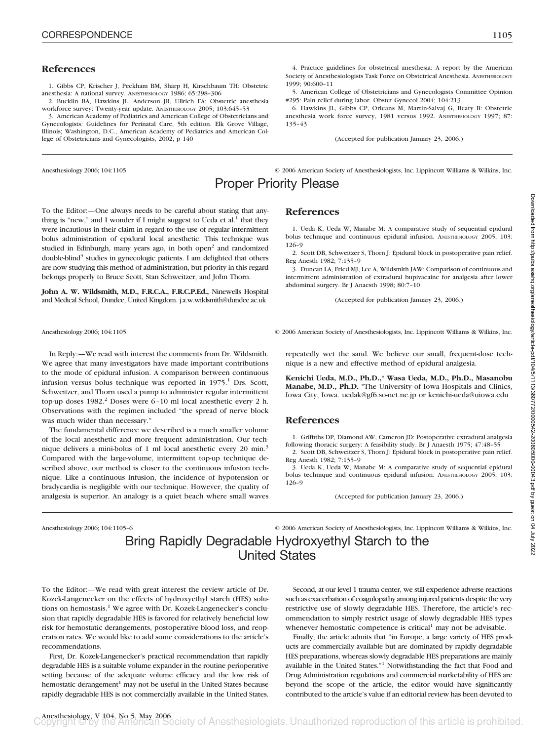## References

1. Gibbs CP, Krischer J, Peckham BM, Sharp H, Kirschbaum TH: Obstetric anesthesia: A national survey. ANESTHESIOLOGY 1986; 65:298–306

2. Bucklin BA, Hawkins JL, Anderson JR, Ullrich FA: Obstetric anesthesia workforce survey: Twenty-year update. ANESTHESIOLOGY 2005; 103:645–53

3. American Academy of Pediatrics and American College of Obstetricians and Gynecologists: Guidelines for Perinatal Care, 5th edition. Elk Grove Village, Illinois; Washington, D.C., American Academy of Pediatrics and American College of Obstetricians and Gynecologists, 2002, p 140

4. Practice guidelines for obstetrical anesthesia: A report by the American Society of Anesthesiologists Task Force on Obstetrical Anesthesia. ANESTHESIOLOGY 1999; 90:600–11

5. American College of Obstetricians and Gynecologists Committee Opinion #295: Pain relief during labor. Obstet Gynecol 2004; 104:213

6. Hawkins JL, Gibbs CP, Orleans M, Martin-Salvaj G, Beaty B: Obstetric anesthesia work force survey, 1981 versus 1992. ANESTHESIOLOGY 1997; 87: 135–43

(Accepted for publication January 23, 2006.)

---

Anesthesiology 2006; 104:1105 © 2006 American Society of Anesthesiologists, Inc. Lippincott Williams & Wilkins, Inc.

# Proper Priority Please

*To the Editor:*—One always needs to be careful about stating that anything is "new," and I wonder if I might suggest to Ueda et al.[1] that they were incautious in their claim in regard to the use of regular intermittent bolus administration of epidural local anesthetic. This technique was studied in Edinburgh, many years ago, in both open[2] and randomized double-blind[3] studies in gynecologic patients. I am delighted that others are now studying this method of administration, but priority in this regard belongs properly to Bruce Scott, Stan Schweitzer, and John Thorn.

**John A. W. Wildsmith, M.D., F.R.C.A., F.R.C.P.Ed.,** Ninewells Hospital and Medical School, Dundee, United Kingdom. j.a.w.wildsmith@dundee.ac.uk

## References

1. Ueda K, Ueda W, Manabe M: A comparative study of sequential epidural bolus technique and continuous epidural infusion. ANESTHESIOLOGY 2005; 103: 126–9

2. Scott DB, Schweitzer S, Thorn J: Epidural block in postoperative pain relief. Reg Anesth 1982; 7:135–9

3. Duncan LA, Fried MJ, Lee A, Wildsmith JAW: Comparison of continuous and intermittent administration of extradural bupivacaine for analgesia after lower abdominal surgery. Br J Anaesth 1998; 80:7–10

(Accepted for publication January 23, 2006.)

---

Anesthesiology 2006; 104:1105 © 2006 American Society of Anesthesiologists, Inc. Lippincott Williams & Wilkins, Inc.

*In Reply:*—We read with interest the comments from Dr. Wildsmith. We agree that many investigators have made important contributions to the mode of epidural infusion. A comparison between continuous infusion versus bolus technique was reported in 1975.[1] Drs. Scott, Schweitzer, and Thorn used a pump to administer regular intermittent top-up doses 1982.[2] Doses were 6–10 ml local anesthetic every 2 h. Observations with the regimen included "the spread of nerve block was much wider than necessary."

The fundamental difference we described is a much smaller volume of the local anesthetic and more frequent administration. Our technique delivers a mini-bolus of 1 ml local anesthetic every 20 min.[3] Compared with the large-volume, intermittent top-up technique described above, our method is closer to the continuous infusion technique. Like a continuous infusion, the incidence of hypotension or bradycardia is negligible with our technique. However, the quality of analgesia is superior. An analogy is a quiet beach where small waves repeatedly wet the sand. We believe our small, frequent-dose technique is a new and effective method of epidural analgesia.

**Kenichi Ueda, M.D., Ph.D.,\* Wasa Ueda, M.D., Ph.D., Masanobu Manabe, M.D., Ph.D.** \*The University of Iowa Hospitals and Clinics, Iowa City, Iowa. uedak@gf6.so-net.ne.jp or kenichi-ueda@uiowa.edu

## References

1. Griffiths DP, Diamond AW, Cameron JD: Postoperative extradural analgesia following thoracic surgery: A feasibility study. Br J Anaesth 1975; 47:48–55

2. Scott DB, Schweitzer S, Thorn J: Epidural block in postoperative pain relief. Reg Anesth 1982; 7:135–9

3. Ueda K, Ueda W, Manabe M: A comparative study of sequential epidural bolus technique and continuous epidural infusion. ANESTHESIOLOGY 2005; 103: 126–9

(Accepted for publication January 23, 2006.)

---

Anesthesiology 2006; 104:1105–6 © 2006 American Society of Anesthesiologists, Inc. Lippincott Williams & Wilkins, Inc.

# Bring Rapidly Degradable Hydroxyethyl Starch to the United States

*To the Editor:*—We read with great interest the review article of Dr. Kozek-Langenecker on the effects of hydroxyethyl starch (HES) solutions on hemostasis.[1] We agree with Dr. Kozek-Langenecker's conclusion that rapidly degradable HES is favored for relatively beneficial low risk for hemostatic derangements, postoperative blood loss, and reoperation rates. We would like to add some considerations to the article's recommendations.

First, Dr. Kozek-Langenecker's practical recommendation that rapidly degradable HES is a suitable volume expander in the routine perioperative setting because of the adequate volume efficacy and the low risk of hemostatic derangement[1] may not be useful in the United States because rapidly degradable HES is not commercially available in the United States.

Second, at our level 1 trauma center, we still experience adverse reactions such as exacerbation of coagulopathy among injured patients despite the very restrictive use of slowly degradable HES. Therefore, the article's recommendation to simply restrict usage of slowly degradable HES types whenever hemostatic competence is critical[1] may not be advisable.

Finally, the article admits that "in Europe, a large variety of HES products are commercially available but are dominated by rapidly degradable HES preparations, whereas slowly degradable HES preparations are mainly available in the United States."[1] Notwithstanding the fact that Food and Drug Administration regulations and commercial marketability of HES are beyond the scope of the article, the editor would have significantly contributed to the article's value if an editorial review has been devoted to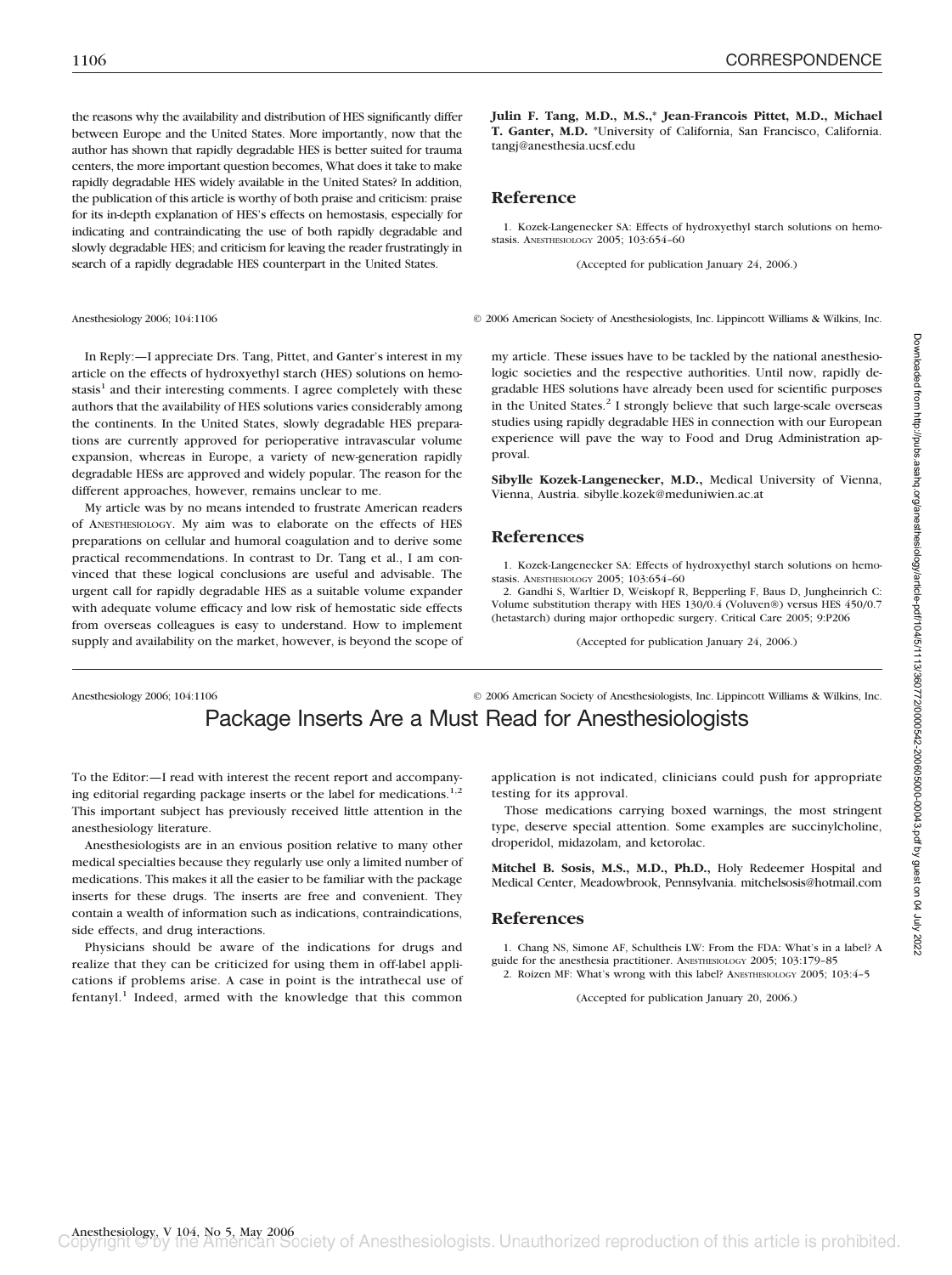the reasons why the availability and distribution of HES significantly differ between Europe and the United States. More importantly, now that the author has shown that rapidly degradable HES is better suited for trauma centers, the more important question becomes, What does it take to make rapidly degradable HES widely available in the United States? In addition, the publication of this article is worthy of both praise and criticism: praise for its in-depth explanation of HES's effects on hemostasis, especially for indicating and contraindicating the use of both rapidly degradable and slowly degradable HES; and criticism for leaving the reader frustratingly in search of a rapidly degradable HES counterpart in the United States.

**Julin F. Tang, M.D., M.S.,\* Jean-Francois Pittet, M.D., Michael T. Ganter, M.D.** \*University of California, San Francisco, California. tangj@anesthesia.ucsf.edu

## Reference

1. Kozek-Langenecker SA: Effects of hydroxyethyl starch solutions on hemostasis. ANESTHESIOLOGY 2005; 103:654–60

(Accepted for publication January 24, 2006.)

---

In Reply:—I appreciate Drs. Tang, Pittet, and Ganter's interest in my article on the effects of hydroxyethyl starch (HES) solutions on hemostasis[1] and their interesting comments. I agree completely with these authors that the availability of HES solutions varies considerably among the continents. In the United States, slowly degradable HES preparations are currently approved for perioperative intravascular volume expansion, whereas in Europe, a variety of new-generation rapidly degradable HESs are approved and widely popular. The reason for the different approaches, however, remains unclear to me.

My article was by no means intended to frustrate American readers of ANESTHESIOLOGY. My aim was to elaborate on the effects of HES preparations on cellular and humoral coagulation and to derive some practical recommendations. In contrast to Dr. Tang et al., I am convinced that these logical conclusions are useful and advisable. The urgent call for rapidly degradable HES as a suitable volume expander with adequate volume efficacy and low risk of hemostatic side effects from overseas colleagues is easy to understand. How to implement supply and availability on the market, however, is beyond the scope of my article. These issues have to be tackled by the national anesthesiologic societies and the respective authorities. Until now, rapidly degradable HES solutions have already been used for scientific purposes in the United States.[2] I strongly believe that such large-scale overseas studies using rapidly degradable HES in connection with our European experience will pave the way to Food and Drug Administration approval.

**Sibylle Kozek-Langenecker, M.D.,** Medical University of Vienna, Vienna, Austria. sibylle.kozek@meduniwien.ac.at

## References

1. Kozek-Langenecker SA: Effects of hydroxyethyl starch solutions on hemostasis. ANESTHESIOLOGY 2005; 103:654–60
2. Gandhi S, Warltier D, Weiskopf R, Bepperling F, Baus D, Jungheinrich C: Volume substitution therapy with HES 130/0.4 (Voluven®) versus HES 450/0.7 (hetastarch) during major orthopedic surgery. Critical Care 2005; 9:P206

(Accepted for publication January 24, 2006.)

---

# Package Inserts Are a Must Read for Anesthesiologists

To the Editor:—I read with interest the recent report and accompanying editorial regarding package inserts or the label for medications.[1,2] This important subject has previously received little attention in the anesthesiology literature.

Anesthesiologists are in an envious position relative to many other medical specialties because they regularly use only a limited number of medications. This makes it all the easier to be familiar with the package inserts for these drugs. The inserts are free and convenient. They contain a wealth of information such as indications, contraindications, side effects, and drug interactions.

Physicians should be aware of the indications for drugs and realize that they can be criticized for using them in off-label applications if problems arise. A case in point is the intrathecal use of fentanyl.[1] Indeed, armed with the knowledge that this common application is not indicated, clinicians could push for appropriate testing for its approval.

Those medications carrying boxed warnings, the most stringent type, deserve special attention. Some examples are succinylcholine, droperidol, midazolam, and ketorolac.

**Mitchel B. Sosis, M.S., M.D., Ph.D.,** Holy Redeemer Hospital and Medical Center, Meadowbrook, Pennsylvania. mitchelsosis@hotmail.com

## References

1. Chang NS, Simone AF, Schultheis LW: From the FDA: What's in a label? A guide for the anesthesia practitioner. ANESTHESIOLOGY 2005; 103:179–85
2. Roizen MF: What's wrong with this label? ANESTHESIOLOGY 2005; 103:4–5

(Accepted for publication January 20, 2006.)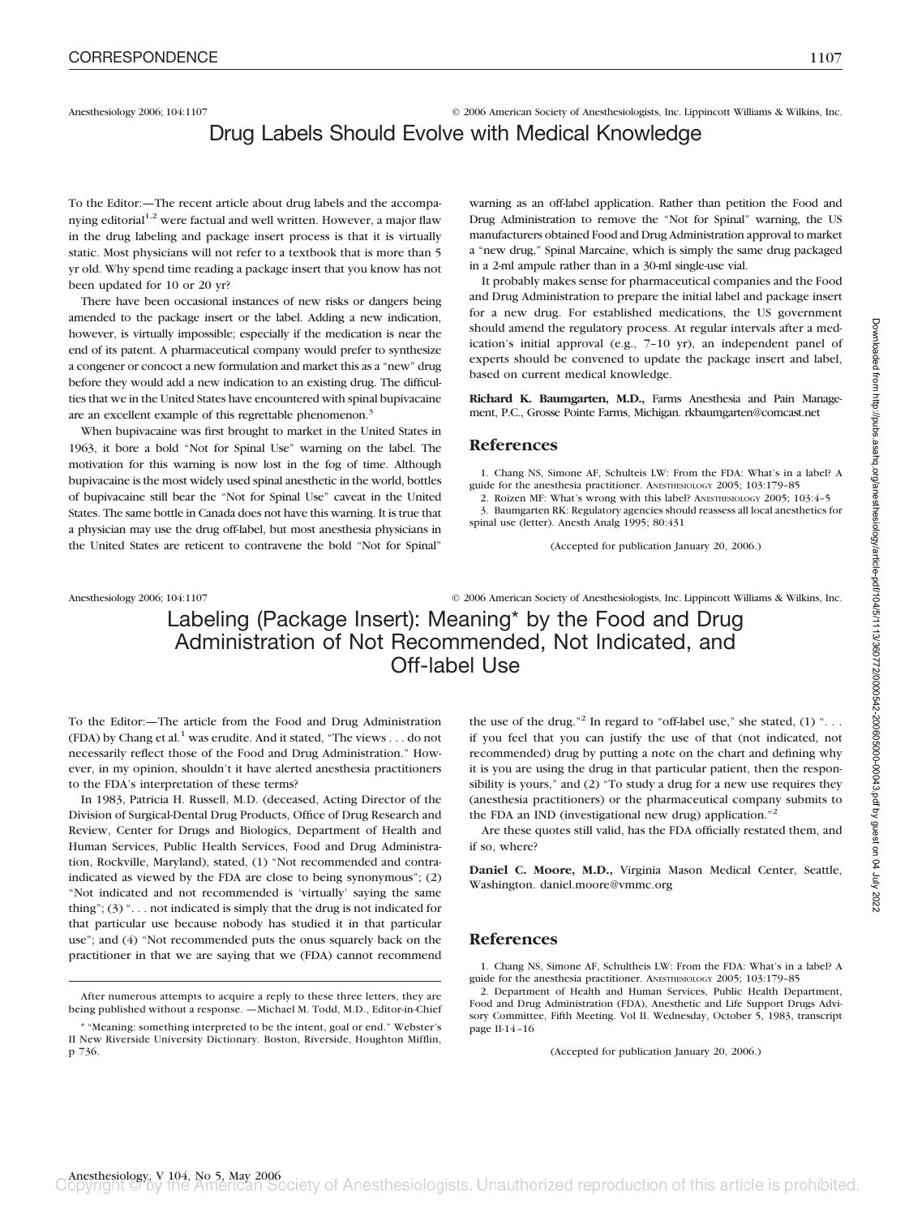Anesthesiology 2006; 104:1107 © 2006 American Society of Anesthesiologists, Inc. Lippincott Williams & Wilkins, Inc.

# Drug Labels Should Evolve with Medical Knowledge

To the Editor:—The recent article about drug labels and the accompanying editorial[1,2] were factual and well written. However, a major flaw in the drug labeling and package insert process is that it is virtually static. Most physicians will not refer to a textbook that is more than 5 yr old. Why spend time reading a package insert that you know has not been updated for 10 or 20 yr?

There have been occasional instances of new risks or dangers being amended to the package insert or the label. Adding a new indication, however, is virtually impossible; especially if the medication is near the end of its patent. A pharmaceutical company would prefer to synthesize a congener or concoct a new formulation and market this as a "new" drug before they would add a new indication to an existing drug. The difficulties that we in the United States have encountered with spinal bupivacaine are an excellent example of this regrettable phenomenon.[3]

When bupivacaine was first brought to market in the United States in 1963, it bore a bold "Not for Spinal Use" warning on the label. The motivation for this warning is now lost in the fog of time. Although bupivacaine is the most widely used spinal anesthetic in the world, bottles of bupivacaine still bear the "Not for Spinal Use" caveat in the United States. The same bottle in Canada does not have this warning. It is true that a physician may use the drug off-label, but most anesthesia physicians in the United States are reticent to contravene the bold "Not for Spinal" warning as an off-label application. Rather than petition the Food and Drug Administration to remove the "Not for Spinal" warning, the US manufacturers obtained Food and Drug Administration approval to market a "new drug," Spinal Marcaine, which is simply the same drug packaged in a 2-ml ampule rather than in a 30-ml single-use vial.

It probably makes sense for pharmaceutical companies and the Food and Drug Administration to prepare the initial label and package insert for a new drug. For established medications, the US government should amend the regulatory process. At regular intervals after a medication's initial approval (e.g., 7–10 yr), an independent panel of experts should be convened to update the package insert and label, based on current medical knowledge.

**Richard K. Baumgarten, M.D.,** Farms Anesthesia and Pain Management, P.C., Grosse Pointe Farms, Michigan. rkbaumgarten@comcast.net

## References

1. Chang NS, Simone AF, Schulteis LW: From the FDA: What's in a label? A guide for the anesthesia practitioner. ANESTHESIOLOGY 2005; 103:179–85
2. Roizen MF: What's wrong with this label? ANESTHESIOLOGY 2005; 103:4–5
3. Baumgarten RK: Regulatory agencies should reassess all local anesthetics for spinal use (letter). Anesth Analg 1995; 80:431

(Accepted for publication January 20, 2006.)

Anesthesiology 2006; 104:1107 © 2006 American Society of Anesthesiologists, Inc. Lippincott Williams & Wilkins, Inc.

# Labeling (Package Insert): Meaning* by the Food and Drug Administration of Not Recommended, Not Indicated, and Off-label Use

To the Editor:—The article from the Food and Drug Administration (FDA) by Chang et al.[1] was erudite. And it stated, "The views . . . do not necessarily reflect those of the Food and Drug Administration." However, in my opinion, shouldn't it have alerted anesthesia practitioners to the FDA's interpretation of these terms?

In 1983, Patricia H. Russell, M.D. (deceased, Acting Director of the Division of Surgical-Dental Drug Products, Office of Drug Research and Review, Center for Drugs and Biologics, Department of Health and Human Services, Public Health Services, Food and Drug Administration, Rockville, Maryland), stated, (1) "Not recommended and contraindicated as viewed by the FDA are close to being synonymous"; (2) "Not indicated and not recommended is 'virtually' saying the same thing"; (3) ". . . not indicated is simply that the drug is not indicated for that particular use because nobody has studied it in that particular use"; and (4) "Not recommended puts the onus squarely back on the practitioner in that we are saying that we (FDA) cannot recommend the use of the drug."[2] In regard to "off-label use," she stated, (1) ". . . if you feel that you can justify the use of that (not indicated, not recommended) drug by putting a note on the chart and defining why it is you are using the drug in that particular patient, then the responsibility is yours," and (2) "To study a drug for a new use requires they (anesthesia practitioners) or the pharmaceutical company submits to the FDA an IND (investigational new drug) application."[2]

Are these quotes still valid, has the FDA officially restated them, and if so, where?

**Daniel C. Moore, M.D.,** Virginia Mason Medical Center, Seattle, Washington. daniel.moore@vmmc.org

After numerous attempts to acquire a reply to these three letters, they are being published without a response. —Michael M. Todd, M.D., Editor-in-Chief

* "Meaning: something interpreted to be the intent, goal or end." Webster's II New Riverside University Dictionary. Boston, Riverside, Houghton Mifflin, p 736.

## References

1. Chang NS, Simone AF, Schultheis LW: From the FDA: What's in a label? A guide for the anesthesia practitioner. ANESTHESIOLOGY 2005; 103:179–85
2. Department of Health and Human Services, Public Health Department, Food and Drug Administration (FDA), Anesthetic and Life Support Drugs Advisory Committee, Fifth Meeting. Vol II. Wednesday, October 5, 1983, transcript page II-14–16

(Accepted for publication January 20, 2006.)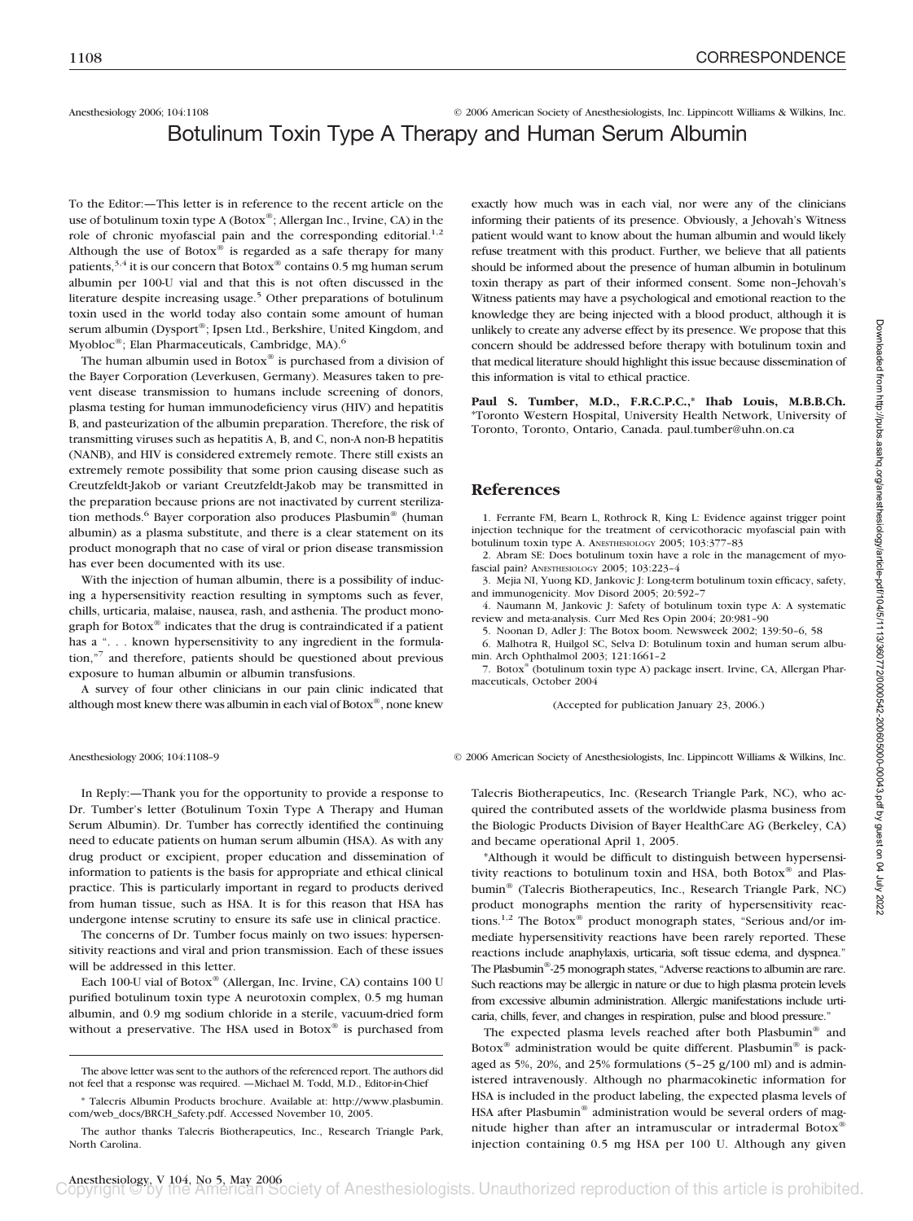Anesthesiology 2006; 104:1108 © 2006 American Society of Anesthesiologists, Inc. Lippincott Williams & Wilkins, Inc.

# Botulinum Toxin Type A Therapy and Human Serum Albumin

To the Editor:—This letter is in reference to the recent article on the use of botulinum toxin type A (Botox®; Allergan Inc., Irvine, CA) in the role of chronic myofascial pain and the corresponding editorial.[1,2] Although the use of Botox® is regarded as a safe therapy for many patients,[3,4] it is our concern that Botox® contains 0.5 mg human serum albumin per 100-U vial and that this is not often discussed in the literature despite increasing usage.[5] Other preparations of botulinum toxin used in the world today also contain some amount of human serum albumin (Dysport®; Ipsen Ltd., Berkshire, United Kingdom, and Myobloc®; Elan Pharmaceuticals, Cambridge, MA).[6]

The human albumin used in Botox® is purchased from a division of the Bayer Corporation (Leverkusen, Germany). Measures taken to prevent disease transmission to humans include screening of donors, plasma testing for human immunodeficiency virus (HIV) and hepatitis B, and pasteurization of the albumin preparation. Therefore, the risk of transmitting viruses such as hepatitis A, B, and C, non-A non-B hepatitis (NANB), and HIV is considered extremely remote. There still exists an extremely remote possibility that some prion causing disease such as Creutzfeldt-Jakob or variant Creutzfeldt-Jakob may be transmitted in the preparation because prions are not inactivated by current sterilization methods.[6] Bayer corporation also produces Plasbumin® (human albumin) as a plasma substitute, and there is a clear statement on its product monograph that no case of viral or prion disease transmission has ever been documented with its use.

With the injection of human albumin, there is a possibility of inducing a hypersensitivity reaction resulting in symptoms such as fever, chills, urticaria, malaise, nausea, rash, and asthenia. The product monograph for Botox® indicates that the drug is contraindicated if a patient has a ". . . known hypersensitivity to any ingredient in the formulation,"[7] and therefore, patients should be questioned about previous exposure to human albumin or albumin transfusions.

A survey of four other clinicians in our pain clinic indicated that although most knew there was albumin in each vial of Botox®, none knew exactly how much was in each vial, nor were any of the clinicians informing their patients of its presence. Obviously, a Jehovah's Witness patient would want to know about the human albumin and would likely refuse treatment with this product. Further, we believe that all patients should be informed about the presence of human albumin in botulinum toxin therapy as part of their informed consent. Some non–Jehovah's Witness patients may have a psychological and emotional reaction to the knowledge they are being injected with a blood product, although it is unlikely to create any adverse effect by its presence. We propose that this concern should be addressed before therapy with botulinum toxin and that medical literature should highlight this issue because dissemination of this information is vital to ethical practice.

**Paul S. Tumber, M.D., F.R.C.P.C.,\* Ihab Louis, M.B.B.Ch.** \*Toronto Western Hospital, University Health Network, University of Toronto, Toronto, Ontario, Canada. paul.tumber@uhn.on.ca

## References

1. Ferrante FM, Bearn L, Rothrock R, King L: Evidence against trigger point injection technique for the treatment of cervicothoracic myofascial pain with botulinum toxin type A. ANESTHESIOLOGY 2005; 103:377–83
2. Abram SE: Does botulinum toxin have a role in the management of myofascial pain? ANESTHESIOLOGY 2005; 103:223–4
3. Mejia NI, Yuong KD, Jankovic J: Long-term botulinum toxin efficacy, safety, and immunogenicity. Mov Disord 2005; 20:592–7
4. Naumann M, Jankovic J: Safety of botulinum toxin type A: A systematic review and meta-analysis. Curr Med Res Opin 2004; 20:981–90
5. Noonan D, Adler J: The Botox boom. Newsweek 2002; 139:50–6, 58
6. Malhotra R, Huilgol SC, Selva D: Botulinum toxin and human serum albumin. Arch Ophthalmol 2003; 121:1661–2
7. Botox® (botulinum toxin type A) package insert. Irvine, CA, Allergan Pharmaceuticals, October 2004

(Accepted for publication January 23, 2006.)

Anesthesiology 2006; 104:1108–9 © 2006 American Society of Anesthesiologists, Inc. Lippincott Williams & Wilkins, Inc.

In Reply:—Thank you for the opportunity to provide a response to Dr. Tumber's letter (Botulinum Toxin Type A Therapy and Human Serum Albumin). Dr. Tumber has correctly identified the continuing need to educate patients on human serum albumin (HSA). As with any drug product or excipient, proper education and dissemination of information to patients is the basis for appropriate and ethical clinical practice. This is particularly important in regard to products derived from human tissue, such as HSA. It is for this reason that HSA has undergone intense scrutiny to ensure its safe use in clinical practice.

The concerns of Dr. Tumber focus mainly on two issues: hypersensitivity reactions and viral and prion transmission. Each of these issues will be addressed in this letter.

Each 100-U vial of Botox® (Allergan, Inc. Irvine, CA) contains 100 U purified botulinum toxin type A neurotoxin complex, 0.5 mg human albumin, and 0.9 mg sodium chloride in a sterile, vacuum-dried form without a preservative. The HSA used in Botox® is purchased from Talecris Biotherapeutics, Inc. (Research Triangle Park, NC), who acquired the contributed assets of the worldwide plasma business from the Biologic Products Division of Bayer HealthCare AG (Berkeley, CA) and became operational April 1, 2005.

\*Although it would be difficult to distinguish between hypersensitivity reactions to botulinum toxin and HSA, both Botox® and Plasbumin® (Talecris Biotherapeutics, Inc., Research Triangle Park, NC) product monographs mention the rarity of hypersensitivity reactions.[1,2] The Botox® product monograph states, "Serious and/or immediate hypersensitivity reactions have been rarely reported. These reactions include anaphylaxis, urticaria, soft tissue edema, and dyspnea." The Plasbumin®-25 monograph states, "Adverse reactions to albumin are rare. Such reactions may be allergic in nature or due to high plasma protein levels from excessive albumin administration. Allergic manifestations include urticaria, chills, fever, and changes in respiration, pulse and blood pressure."

The expected plasma levels reached after both Plasbumin® and Botox® administration would be quite different. Plasbumin® is packaged as 5%, 20%, and 25% formulations (5–25 g/100 ml) and is administered intravenously. Although no pharmacokinetic information for HSA is included in the product labeling, the expected plasma levels of HSA after Plasbumin® administration would be several orders of magnitude higher than after an intramuscular or intradermal Botox® injection containing 0.5 mg HSA per 100 U. Although any given

The above letter was sent to the authors of the referenced report. The authors did not feel that a response was required. —Michael M. Todd, M.D., Editor-in-Chief

\* Talecris Albumin Products brochure. Available at: http://www.plasbumin.com/web_docs/BRCH_Safety.pdf. Accessed November 10, 2005.

The author thanks Talecris Biotherapeutics, Inc., Research Triangle Park, North Carolina.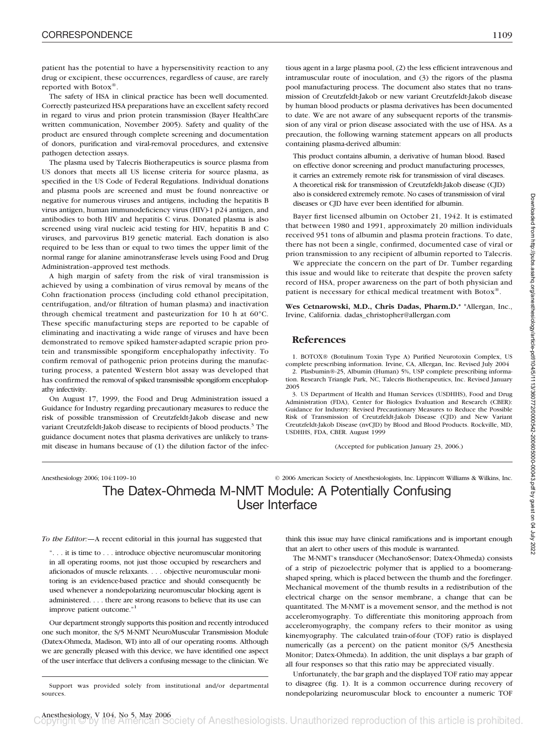patient has the potential to have a hypersensitivity reaction to any drug or excipient, these occurrences, regardless of cause, are rarely reported with Botox®.

The safety of HSA in clinical practice has been well documented. Correctly pasteurized HSA preparations have an excellent safety record in regard to virus and prion protein transmission (Bayer HealthCare written communication, November 2005). Safety and quality of the product are ensured through complete screening and documentation of donors, purification and viral-removal procedures, and extensive pathogen detection assays.

The plasma used by Talecris Biotherapeutics is source plasma from US donors that meets all US license criteria for source plasma, as specified in the US Code of Federal Regulations. Individual donations and plasma pools are screened and must be found nonreactive or negative for numerous viruses and antigens, including the hepatitis B virus antigen, human immunodeficiency virus (HIV)-1 p24 antigen, and antibodies to both HIV and hepatitis C virus. Donated plasma is also screened using viral nucleic acid testing for HIV, hepatitis B and C viruses, and parvovirus B19 genetic material. Each donation is also required to be less than or equal to two times the upper limit of the normal range for alanine aminotransferase levels using Food and Drug Administration–approved test methods.

A high margin of safety from the risk of viral transmission is achieved by using a combination of virus removal by means of the Cohn fractionation process (including cold ethanol precipitation, centrifugation, and/or filtration of human plasma) and inactivation through chemical treatment and pasteurization for 10 h at 60°C. These specific manufacturing steps are reported to be capable of eliminating and inactivating a wide range of viruses and have been demonstrated to remove spiked hamster-adapted scrapie prion protein and transmissible spongiform encephalopathy infectivity. To confirm removal of pathogenic prion proteins during the manufacturing process, a patented Western blot assay was developed that has confirmed the removal of spiked transmissible spongiform encephalopathy infectivity.

On August 17, 1999, the Food and Drug Administration issued a Guidance for Industry regarding precautionary measures to reduce the risk of possible transmission of Creutzfeldt-Jakob disease and new variant Creutzfeldt-Jakob disease to recipients of blood products.[3] The guidance document notes that plasma derivatives are unlikely to transmit disease in humans because of (1) the dilution factor of the infectious agent in a large plasma pool, (2) the less efficient intravenous and intramuscular route of inoculation, and (3) the rigors of the plasma pool manufacturing process. The document also states that no transmission of Creutzfeldt-Jakob or new variant Creutzfeldt-Jakob disease by human blood products or plasma derivatives has been documented to date. We are not aware of any subsequent reports of the transmission of any viral or prion disease associated with the use of HSA. As a precaution, the following warning statement appears on all products containing plasma-derived albumin:

> This product contains albumin, a derivative of human blood. Based on effective donor screening and product manufacturing processes, it carries an extremely remote risk for transmission of viral diseases. A theoretical risk for transmission of Creutzfeldt-Jakob disease (CJD) also is considered extremely remote. No cases of transmission of viral diseases or CJD have ever been identified for albumin.

Bayer first licensed albumin on October 21, 1942. It is estimated that between 1980 and 1991, approximately 20 million individuals received 951 tons of albumin and plasma protein fractions. To date, there has not been a single, confirmed, documented case of viral or prion transmission to any recipient of albumin reported to Talecris.

We appreciate the concern on the part of Dr. Tumber regarding this issue and would like to reiterate that despite the proven safety record of HSA, proper awareness on the part of both physician and patient is necessary for ethical medical treatment with Botox®.

**Wes Cetnarowski, M.D., Chris Dadas, Pharm.D.*** *Allergan, Inc., Irvine, California. dadas_christopher@allergan.com

## References

1. BOTOX® (Botulinum Toxin Type A) Purified Neurotoxin Complex, US complete prescribing information. Irvine, CA, Allergan, Inc. Revised July 2004
2. Plasbumin®-25, Albumin (Human) 5%, USP complete prescribing information. Research Triangle Park, NC, Talecris Biotherapeutics, Inc. Revised January 2005
3. US Department of Health and Human Services (USDHHS), Food and Drug Administration (FDA), Center for Biologics Evaluation and Research (CBER): Guidance for Industry: Revised Precautionary Measures to Reduce the Possible Risk of Transmission of Creutzfeldt-Jakob Disease (CJD) and New Variant Creutzfeldt-Jakob Disease (nvCJD) by Blood and Blood Products. Rockville, MD, USDHHS, FDA, CBER. August 1999

(Accepted for publication January 23, 2006.)

---

Anesthesiology 2006; 104:1109–10 © 2006 American Society of Anesthesiologists, Inc. Lippincott Williams & Wilkins, Inc.

# The Datex-Ohmeda M-NMT Module: A Potentially Confusing User Interface

*To the Editor:*—A recent editorial in this journal has suggested that

> ". . . it is time to . . . introduce objective neuromuscular monitoring in all operating rooms, not just those occupied by researchers and aficionados of muscle relaxants. . . . objective neuromuscular monitoring is an evidence-based practice and should consequently be used whenever a nondepolarizing neuromuscular blocking agent is administered. . . . there are strong reasons to believe that its use can improve patient outcome."[1]

Our department strongly supports this position and recently introduced one such monitor, the S/5 M-NMT NeuroMuscular Transmission Module (Datex-Ohmeda, Madison, WI) into all of our operating rooms. Although we are generally pleased with this device, we have identified one aspect of the user interface that delivers a confusing message to the clinician. We think this issue may have clinical ramifications and is important enough that an alert to other users of this module is warranted.

The M-NMT's transducer (MechanoSensor; Datex-Ohmeda) consists of a strip of piezoelectric polymer that is applied to a boomerang-shaped spring, which is placed between the thumb and the forefinger. Mechanical movement of the thumb results in a redistribution of the electrical charge on the sensor membrane, a change that can be quantitated. The M-NMT is a movement sensor, and the method is not acceleromyography. To differentiate this monitoring approach from acceleromyography, the company refers to their monitor as using kinemyography. The calculated train-of-four (TOF) ratio is displayed numerically (as a percent) on the patient monitor (S/5 Anesthesia Monitor; Datex-Ohmeda). In addition, the unit displays a bar graph of all four responses so that this ratio may be appreciated visually.

Unfortunately, the bar graph and the displayed TOF ratio may appear to disagree (fig. 1). It is a common occurrence during recovery of nondepolarizing neuromuscular block to encounter a numeric TOF

Support was provided solely from institutional and/or departmental sources.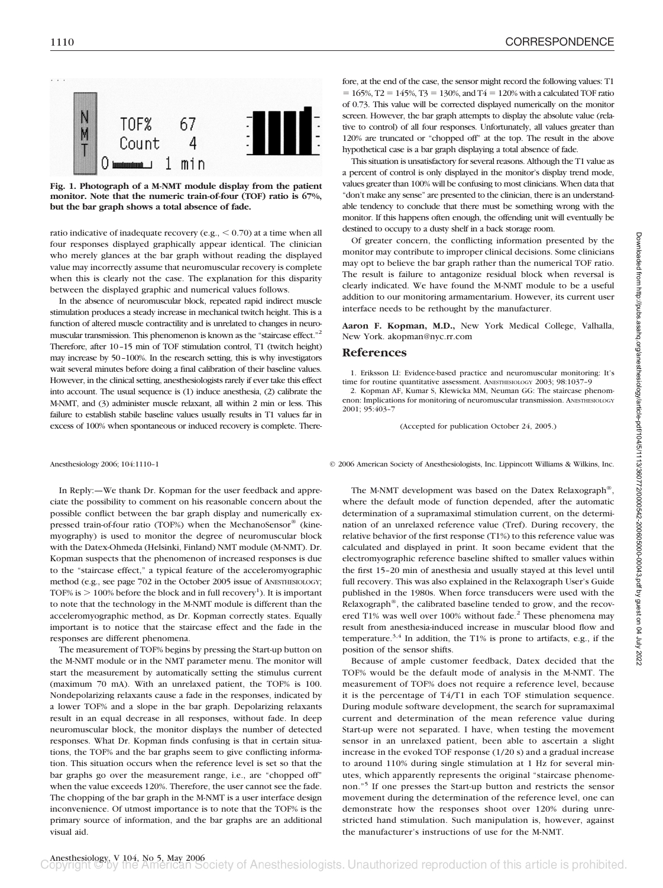Fig. 1. Photograph of a M-NMT module display from the patient monitor. Note that the numeric train-of-four (TOF) ratio is 67%, but the bar graph shows a total absence of fade.

ratio indicative of inadequate recovery (e.g., < 0.70) at a time when all four responses displayed graphically appear identical. The clinician who merely glances at the bar graph without reading the displayed value may incorrectly assume that neuromuscular recovery is complete when this is clearly not the case. The explanation for this disparity between the displayed graphic and numerical values follows.

In the absence of neuromuscular block, repeated rapid indirect muscle stimulation produces a steady increase in mechanical twitch height. This is a function of altered muscle contractility and is unrelated to changes in neuromuscular transmission. This phenomenon is known as the "staircase effect."[2] Therefore, after 10–15 min of TOF stimulation control, T1 (twitch height) may increase by 50–100%. In the research setting, this is why investigators wait several minutes before doing a final calibration of their baseline values. However, in the clinical setting, anesthesiologists rarely if ever take this effect into account. The usual sequence is (1) induce anesthesia, (2) calibrate the M-NMT, and (3) administer muscle relaxant, all within 2 min or less. This failure to establish stabile baseline values usually results in T1 values far in excess of 100% when spontaneous or induced recovery is complete. Therefore, at the end of the case, the sensor might record the following values: T1 = 165%, T2 = 145%, T3 = 130%, and T4 = 120% with a calculated TOF ratio of 0.73. This value will be corrected displayed numerically on the monitor screen. However, the bar graph attempts to display the absolute value (relative to control) of all four responses. Unfortunately, all values greater than 120% are truncated or "chopped off" at the top. The result in the above hypothetical case is a bar graph displaying a total absence of fade.

This situation is unsatisfactory for several reasons. Although the T1 value as a percent of control is only displayed in the monitor's display trend mode, values greater than 100% will be confusing to most clinicians. When data that "don't make any sense" are presented to the clinician, there is an understandable tendency to conclude that there must be something wrong with the monitor. If this happens often enough, the offending unit will eventually be destined to occupy to a dusty shelf in a back storage room.

Of greater concern, the conflicting information presented by the monitor may contribute to improper clinical decisions. Some clinicians may opt to believe the bar graph rather than the numerical TOF ratio. The result is failure to antagonize residual block when reversal is clearly indicated. We have found the M-NMT module to be a useful addition to our monitoring armamentarium. However, its current user interface needs to be rethought by the manufacturer.

**Aaron F. Kopman, M.D.,** New York Medical College, Valhalla, New York. akopman@nyc.rr.com

## References

1. Eriksson LI: Evidence-based practice and neuromuscular monitoring: It's time for routine quantitative assessment. ANESTHESIOLOGY 2003; 98:1037–9
2. Kopman AF, Kumar S, Klewicka MM, Neuman GG: The staircase phenomenon: Implications for monitoring of neuromuscular transmission. ANESTHESIOLOGY 2001; 95:403–7

(Accepted for publication October 24, 2005.)

Anesthesiology 2006; 104:1110–1 © 2006 American Society of Anesthesiologists, Inc. Lippincott Williams & Wilkins, Inc.

In Reply:—We thank Dr. Kopman for the user feedback and appreciate the possibility to comment on his reasonable concern about the possible conflict between the bar graph display and numerically expressed train-of-four ratio (TOF%) when the MechanoSensor® (kinemyography) is used to monitor the degree of neuromuscular block with the Datex-Ohmeda (Helsinki, Finland) NMT module (M-NMT). Dr. Kopman suspects that the phenomenon of increased responses is due to the "staircase effect," a typical feature of the acceleromyographic method (e.g., see page 702 in the October 2005 issue of ANESTHESIOLOGY; TOF% is > 100% before the block and in full recovery[1]). It is important to note that the technology in the M-NMT module is different than the acceleromyographic method, as Dr. Kopman correctly states. Equally important is to notice that the staircase effect and the fade in the responses are different phenomena.

The measurement of TOF% begins by pressing the Start-up button on the M-NMT module or in the NMT parameter menu. The monitor will start the measurement by automatically setting the stimulus current (maximum 70 mA). With an unrelaxed patient, the TOF% is 100. Nondepolarizing relaxants cause a fade in the responses, indicated by a lower TOF% and a slope in the bar graph. Depolarizing relaxants result in an equal decrease in all responses, without fade. In deep neuromuscular block, the monitor displays the number of detected responses. What Dr. Kopman finds confusing is that in certain situations, the TOF% and the bar graphs seem to give conflicting information. This situation occurs when the reference level is set so that the bar graphs go over the measurement range, i.e., are "chopped off" when the value exceeds 120%. Therefore, the user cannot see the fade. The chopping of the bar graph in the M-NMT is a user interface design inconvenience. Of utmost importance is to note that the TOF% is the primary source of information, and the bar graphs are an additional visual aid.

The M-NMT development was based on the Datex Relaxograph®, where the default mode of function depended, after the automatic determination of a supramaximal stimulation current, on the determination of an unrelaxed reference value (Tref). During recovery, the relative behavior of the first response (T1%) to this reference value was calculated and displayed in print. It soon became evident that the electromyographic reference baseline shifted to smaller values within the first 15–20 min of anesthesia and usually stayed at this level until full recovery. This was also explained in the Relaxograph User's Guide published in the 1980s. When force transducers were used with the Relaxograph®, the calibrated baseline tended to grow, and the recovered T1% was well over 100% without fade.[2] These phenomena may result from anesthesia-induced increase in muscular blood flow and temperature.[3,4] In addition, the T1% is prone to artifacts, e.g., if the position of the sensor shifts.

Because of ample customer feedback, Datex decided that the TOF% would be the default mode of analysis in the M-NMT. The measurement of TOF% does not require a reference level, because it is the percentage of T4/T1 in each TOF stimulation sequence. During module software development, the search for supramaximal current and determination of the mean reference value during Start-up were not separated. I have, when testing the movement sensor in an unrelaxed patient, been able to ascertain a slight increase in the evoked TOF response (1/20 s) and a gradual increase to around 110% during single stimulation at 1 Hz for several minutes, which apparently represents the original "staircase phenomenon."[5] If one presses the Start-up button and restricts the sensor movement during the determination of the reference level, one can demonstrate how the responses shoot over 120% during unrestricted hand stimulation. Such manipulation is, however, against the manufacturer's instructions of use for the M-NMT.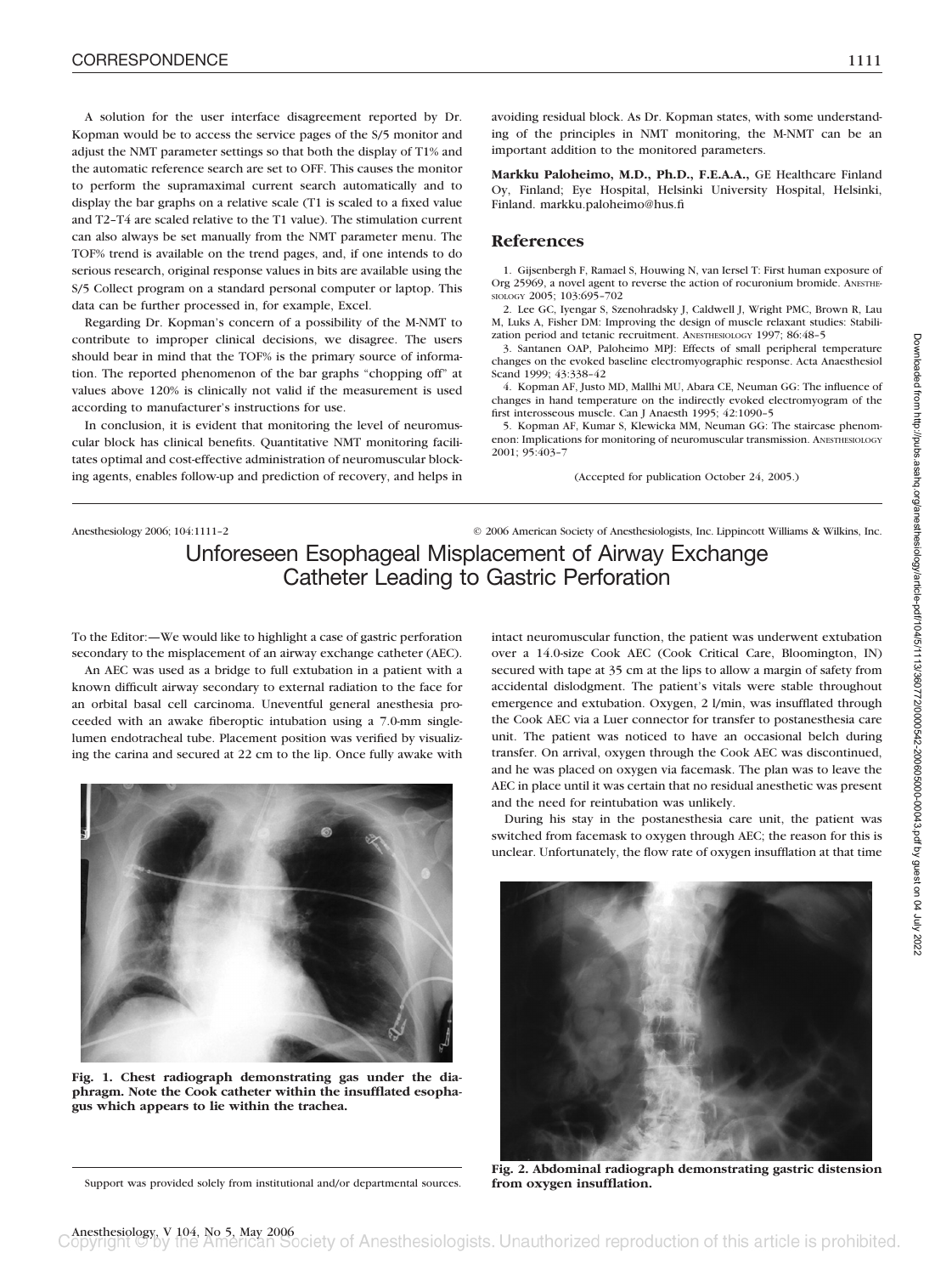A solution for the user interface disagreement reported by Dr. Kopman would be to access the service pages of the S/5 monitor and adjust the NMT parameter settings so that both the display of T1% and the automatic reference search are set to OFF. This causes the monitor to perform the supramaximal current search automatically and to display the bar graphs on a relative scale (T1 is scaled to a fixed value and T2–T4 are scaled relative to the T1 value). The stimulation current can also always be set manually from the NMT parameter menu. The TOF% trend is available on the trend pages, and, if one intends to do serious research, original response values in bits are available using the S/5 Collect program on a standard personal computer or laptop. This data can be further processed in, for example, Excel.

Regarding Dr. Kopman's concern of a possibility of the M-NMT to contribute to improper clinical decisions, we disagree. The users should bear in mind that the TOF% is the primary source of information. The reported phenomenon of the bar graphs "chopping off" at values above 120% is clinically not valid if the measurement is used according to manufacturer's instructions for use.

In conclusion, it is evident that monitoring the level of neuromuscular block has clinical benefits. Quantitative NMT monitoring facilitates optimal and cost-effective administration of neuromuscular blocking agents, enables follow-up and prediction of recovery, and helps in avoiding residual block. As Dr. Kopman states, with some understanding of the principles in NMT monitoring, the M-NMT can be an important addition to the monitored parameters.

**Markku Paloheimo, M.D., Ph.D., F.E.A.A.,** GE Healthcare Finland Oy, Finland; Eye Hospital, Helsinki University Hospital, Helsinki, Finland. markku.paloheimo@hus.fi

## References

1. Gijsenbergh F, Ramael S, Houwing N, van Iersel T: First human exposure of Org 25969, a novel agent to reverse the action of rocuronium bromide. Anesthesiology 2005; 103:695–702
2. Lee GC, Iyengar S, Szenohradsky J, Caldwell J, Wright PMC, Brown R, Lau M, Luks A, Fisher DM: Improving the design of muscle relaxant studies: Stabilization period and tetanic recruitment. Anesthesiology 1997; 86:48–5
3. Santanen OAP, Paloheimo MPJ: Effects of small peripheral temperature changes on the evoked baseline electromyographic response. Acta Anaesthesiol Scand 1999; 43:338–42
4. Kopman AF, Justo MD, Mallhi MU, Abara CE, Neuman GG: The influence of changes in hand temperature on the indirectly evoked electromyogram of the first interosseous muscle. Can J Anaesth 1995; 42:1090–5
5. Kopman AF, Kumar S, Klewicka MM, Neuman GG: The staircase phenomenon: Implications for monitoring of neuromuscular transmission. Anesthesiology 2001; 95:403–7

(Accepted for publication October 24, 2005.)

---

Anesthesiology 2006; 104:1111–2 © 2006 American Society of Anesthesiologists, Inc. Lippincott Williams & Wilkins, Inc.

# Unforeseen Esophageal Misplacement of Airway Exchange Catheter Leading to Gastric Perforation

To the Editor:—We would like to highlight a case of gastric perforation secondary to the misplacement of an airway exchange catheter (AEC).

An AEC was used as a bridge to full extubation in a patient with a known difficult airway secondary to external radiation to the face for an orbital basal cell carcinoma. Uneventful general anesthesia proceeded with an awake fiberoptic intubation using a 7.0-mm single-lumen endotracheal tube. Placement position was verified by visualizing the carina and secured at 22 cm to the lip. Once fully awake with intact neuromuscular function, the patient was underwent extubation over a 14.0-size Cook AEC (Cook Critical Care, Bloomington, IN) secured with tape at 35 cm at the lips to allow a margin of safety from accidental dislodgment. The patient's vitals were stable throughout emergence and extubation. Oxygen, 2 l/min, was insufflated through the Cook AEC via a Luer connector for transfer to postanesthesia care unit. The patient was noticed to have an occasional belch during transfer. On arrival, oxygen through the Cook AEC was discontinued, and he was placed on oxygen via facemask. The plan was to leave the AEC in place until it was certain that no residual anesthetic was present and the need for reintubation was unlikely.

During his stay in the postanesthesia care unit, the patient was switched from facemask to oxygen through AEC; the reason for this is unclear. Unfortunately, the flow rate of oxygen insufflation at that time

**Fig. 1. Chest radiograph demonstrating gas under the diaphragm. Note the Cook catheter within the insufflated esophagus which appears to lie within the trachea.**

**Fig. 2. Abdominal radiograph demonstrating gastric distension from oxygen insufflation.**

Support was provided solely from institutional and/or departmental sources.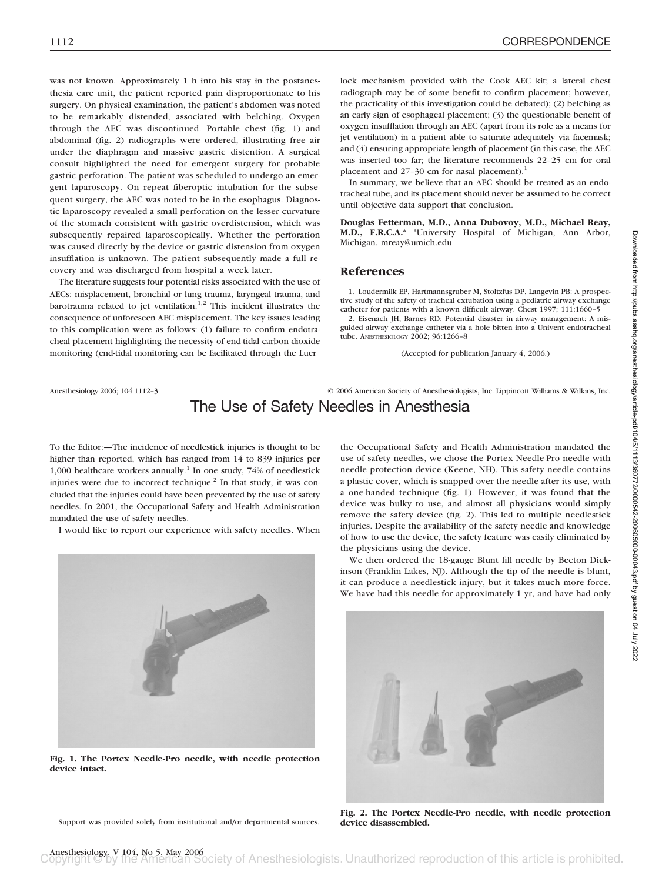was not known. Approximately 1 h into his stay in the postanesthesia care unit, the patient reported pain disproportionate to his surgery. On physical examination, the patient's abdomen was noted to be remarkably distended, associated with belching. Oxygen through the AEC was discontinued. Portable chest (fig. 1) and abdominal (fig. 2) radiographs were ordered, illustrating free air under the diaphragm and massive gastric distention. A surgical consult highlighted the need for emergent surgery for probable gastric perforation. The patient was scheduled to undergo an emergent laparoscopy. On repeat fiberoptic intubation for the subsequent surgery, the AEC was noted to be in the esophagus. Diagnostic laparoscopy revealed a small perforation on the lesser curvature of the stomach consistent with gastric overdistension, which was subsequently repaired laparoscopically. Whether the perforation was caused directly by the device or gastric distension from oxygen insufflation is unknown. The patient subsequently made a full recovery and was discharged from hospital a week later.

The literature suggests four potential risks associated with the use of AECs: misplacement, bronchial or lung trauma, laryngeal trauma, and barotrauma related to jet ventilation.[1,2] This incident illustrates the consequence of unforeseen AEC misplacement. The key issues leading to this complication were as follows: (1) failure to confirm endotracheal placement highlighting the necessity of end-tidal carbon dioxide monitoring (end-tidal monitoring can be facilitated through the Luer lock mechanism provided with the Cook AEC kit; a lateral chest radiograph may be of some benefit to confirm placement; however, the practicality of this investigation could be debated); (2) belching as an early sign of esophageal placement; (3) the questionable benefit of oxygen insufflation through an AEC (apart from its role as a means for jet ventilation) in a patient able to saturate adequately via facemask; and (4) ensuring appropriate length of placement (in this case, the AEC was inserted too far; the literature recommends 22–25 cm for oral placement and 27–30 cm for nasal placement).[1]

In summary, we believe that an AEC should be treated as an endotracheal tube, and its placement should never be assumed to be correct until objective data support that conclusion.

**Douglas Fetterman, M.D., Anna Dubovoy, M.D., Michael Reay, M.D., F.R.C.A.*** *University Hospital of Michigan, Ann Arbor, Michigan. mreay@umich.edu

## References

1. Loudermilk EP, Hartmannsgruber M, Stoltzfus DP, Langevin PB: A prospective study of the safety of tracheal extubation using a pediatric airway exchange catheter for patients with a known difficult airway. Chest 1997; 111:1660–5
2. Eisenach JH, Barnes RD: Potential disaster in airway management: A misguided airway exchange catheter via a hole bitten into a Univent endotracheal tube. ANESTHESIOLOGY 2002; 96:1266–8

(Accepted for publication January 4, 2006.)

---

Anesthesiology 2006; 104:1112–3 © 2006 American Society of Anesthesiologists, Inc. Lippincott Williams & Wilkins, Inc.

# The Use of Safety Needles in Anesthesia

To the Editor:—The incidence of needlestick injuries is thought to be higher than reported, which has ranged from 14 to 839 injuries per 1,000 healthcare workers annually.[1] In one study, 74% of needlestick injuries were due to incorrect technique.[2] In that study, it was concluded that the injuries could have been prevented by the use of safety needles. In 2001, the Occupational Safety and Health Administration mandated the use of safety needles.

I would like to report our experience with safety needles. When the Occupational Safety and Health Administration mandated the use of safety needles, we chose the Portex Needle-Pro needle with needle protection device (Keene, NH). This safety needle contains a plastic cover, which is snapped over the needle after its use, with a one-handed technique (fig. 1). However, it was found that the device was bulky to use, and almost all physicians would simply remove the safety device (fig. 2). This led to multiple needlestick injuries. Despite the availability of the safety needle and knowledge of how to use the device, the safety feature was easily eliminated by the physicians using the device.

We then ordered the 18-gauge Blunt fill needle by Becton Dickinson (Franklin Lakes, NJ). Although the tip of the needle is blunt, it can produce a needlestick injury, but it takes much more force. We have had this needle for approximately 1 yr, and have had only

**Fig. 1. The Portex Needle-Pro needle, with needle protection device intact.**

**Fig. 2. The Portex Needle-Pro needle, with needle protection device disassembled.**

Support was provided solely from institutional and/or departmental sources.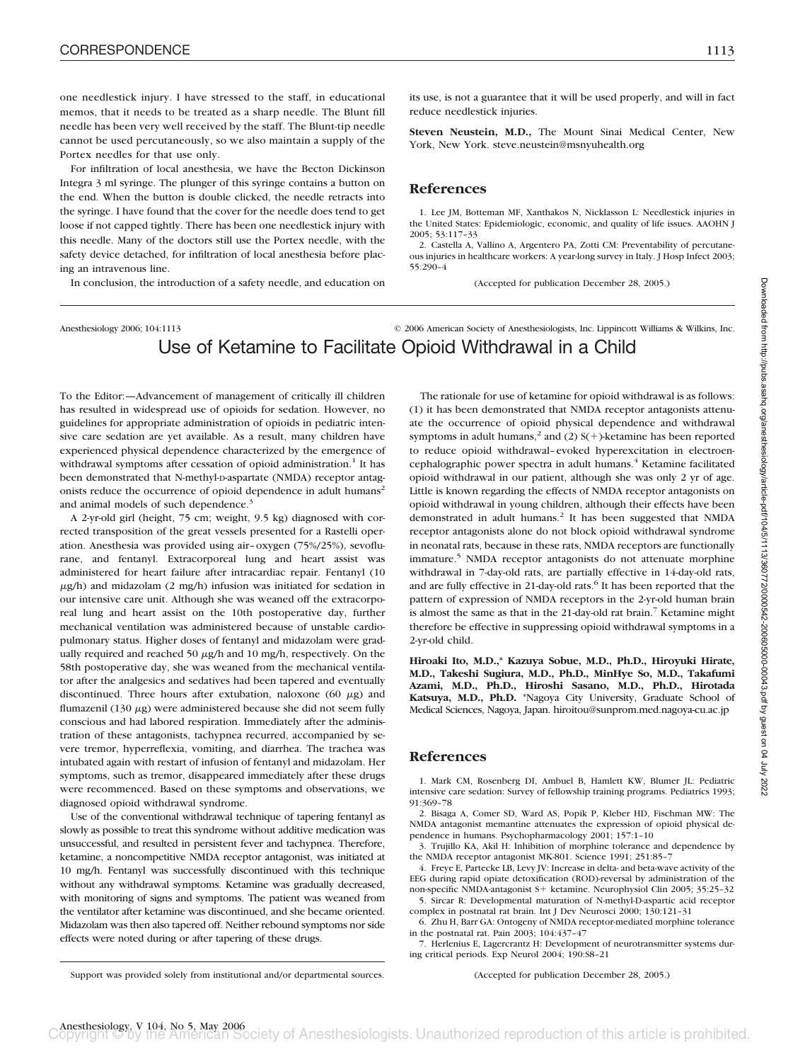one needlestick injury. I have stressed to the staff, in educational memos, that it needs to be treated as a sharp needle. The Blunt fill needle has been very well received by the staff. The Blunt-tip needle cannot be used percutaneously, so we also maintain a supply of the Portex needles for that use only.

For infiltration of local anesthesia, we have the Becton Dickinson Integra 3 ml syringe. The plunger of this syringe contains a button on the end. When the button is double clicked, the needle retracts into the syringe. I have found that the cover for the needle does tend to get loose if not capped tightly. There has been one needlestick injury with this needle. Many of the doctors still use the Portex needle, with the safety device detached, for infiltration of local anesthesia before placing an intravenous line.

In conclusion, the introduction of a safety needle, and education on its use, is not a guarantee that it will be used properly, and will in fact reduce needlestick injuries.

**Steven Neustein, M.D.,** The Mount Sinai Medical Center, New York, New York. steve.neustein@msnyuhealth.org

## References

1. Lee JM, Botteman MF, Xanthakos N, Nicklasson L: Needlestick injuries in the United States: Epidemiologic, economic, and quality of life issues. AAOHN J 2005; 53:117–33
2. Castella A, Vallino A, Argentero PA, Zotti CM: Preventability of percutaneous injuries in healthcare workers: A year-long survey in Italy. J Hosp Infect 2003; 55:290–4

(Accepted for publication December 28, 2005.)

Anesthesiology 2006; 104:1113 © 2006 American Society of Anesthesiologists, Inc. Lippincott Williams & Wilkins, Inc.

# Use of Ketamine to Facilitate Opioid Withdrawal in a Child

To the Editor:—Advancement of management of critically ill children has resulted in widespread use of opioids for sedation. However, no guidelines for appropriate administration of opioids in pediatric intensive care sedation are yet available. As a result, many children have experienced physical dependence characterized by the emergence of withdrawal symptoms after cessation of opioid administration.[1] It has been demonstrated that N-methyl-D-aspartate (NMDA) receptor antagonists reduce the occurrence of opioid dependence in adult humans[2] and animal models of such dependence.[3]

A 2-yr-old girl (height, 75 cm; weight, 9.5 kg) diagnosed with corrected transposition of the great vessels presented for a Rastelli operation. Anesthesia was provided using air–oxygen (75%/25%), sevoflurane, and fentanyl. Extracorporeal lung and heart assist was administered for heart failure after intracardiac repair. Fentanyl (10 $\mu$g/h) and midazolam (2 mg/h) infusion was initiated for sedation in our intensive care unit. Although she was weaned off the extracorporeal lung and heart assist on the 10th postoperative day, further mechanical ventilation was administered because of unstable cardiopulmonary status. Higher doses of fentanyl and midazolam were gradually required and reached 50 $\mu$g/h and 10 mg/h, respectively. On the 58th postoperative day, she was weaned from the mechanical ventilator after the analgesics and sedatives had been tapered and eventually discontinued. Three hours after extubation, naloxone (60 $\mu$g) and flumazenil (130 $\mu$g) were administered because she did not seem fully conscious and had labored respiration. Immediately after the administration of these antagonists, tachypnea recurred, accompanied by severe tremor, hyperreflexia, vomiting, and diarrhea. The trachea was intubated again with restart of infusion of fentanyl and midazolam. Her symptoms, such as tremor, disappeared immediately after these drugs were recommenced. Based on these symptoms and observations, we diagnosed opioid withdrawal syndrome.

Use of the conventional withdrawal technique of tapering fentanyl as slowly as possible to treat this syndrome without additive medication was unsuccessful, and resulted in persistent fever and tachypnea. Therefore, ketamine, a noncompetitive NMDA receptor antagonist, was initiated at 10 mg/h. Fentanyl was successfully discontinued with this technique without any withdrawal symptoms. Ketamine was gradually decreased, with monitoring of signs and symptoms. The patient was weaned from the ventilator after ketamine was discontinued, and she became oriented. Midazolam was then also tapered off. Neither rebound symptoms nor side effects were noted during or after tapering of these drugs.

The rationale for use of ketamine for opioid withdrawal is as follows: (1) it has been demonstrated that NMDA receptor antagonists attenuate the occurrence of opioid physical dependence and withdrawal symptoms in adult humans,[2] and (2) S(+)-ketamine has been reported to reduce opioid withdrawal–evoked hyperexcitation in electroencephalographic power spectra in adult humans.[4] Ketamine facilitated opioid withdrawal in our patient, although she was only 2 yr of age. Little is known regarding the effects of NMDA receptor antagonists on opioid withdrawal in young children, although their effects have been demonstrated in adult humans.[2] It has been suggested that NMDA receptor antagonists alone do not block opioid withdrawal syndrome in neonatal rats, because in these rats, NMDA receptors are functionally immature.[5] NMDA receptor antagonists do not attenuate morphine withdrawal in 7-day-old rats, are partially effective in 14-day-old rats, and are fully effective in 21-day-old rats.[6] It has been reported that the pattern of expression of NMDA receptors in the 2-yr-old human brain is almost the same as that in the 21-day-old rat brain.[7] Ketamine might therefore be effective in suppressing opioid withdrawal symptoms in a 2-yr-old child.

**Hiroaki Ito, M.D.,\* Kazuya Sobue, M.D., Ph.D., Hiroyuki Hirate, M.D., Takeshi Sugiura, M.D., Ph.D., MinHye So, M.D., Takafumi Azami, M.D., Ph.D., Hiroshi Sasano, M.D., Ph.D., Hirotada Katsuya, M.D., Ph.D.** \*Nagoya City University, Graduate School of Medical Sciences, Nagoya, Japan. hiroitou@sunprom.med.nagoya-cu.ac.jp

## References

1. Mark CM, Rosenberg DI, Ambuel B, Hamlett KW, Blumer JL: Pediatric intensive care sedation: Survey of fellowship training programs. Pediatrics 1993; 91:369–78
2. Bisaga A, Comer SD, Ward AS, Popik P, Kleber HD, Fischman MW: The NMDA antagonist memantine attenuates the expression of opioid physical dependence in humans. Psychopharmacology 2001; 157:1–10
3. Trujillo KA, Akil H: Inhibition of morphine tolerance and dependence by the NMDA receptor antagonist MK-801. Science 1991; 251:85–7
4. Freye E, Partecke LB, Levy JV: Increase in delta- and beta-wave activity of the EEG during rapid opiate detoxification (ROD)-reversal by administration of the non-specific NMDA-antagonist S+ ketamine. Neurophysiol Clin 2005; 35:25–32
5. Sircar R: Developmental maturation of N-methyl-D-aspartic acid receptor complex in postnatal rat brain. Int J Dev Neurosci 2000; 130:121–31
6. Zhu H, Barr GA: Ontogeny of NMDA receptor-mediated morphine tolerance in the postnatal rat. Pain 2003; 104:437–47
7. Herlenius E, Lagercrantz H: Development of neurotransmitter systems during critical periods. Exp Neurol 2004; 190:S8–21

Support was provided solely from institutional and/or departmental sources.

(Accepted for publication December 28, 2005.)